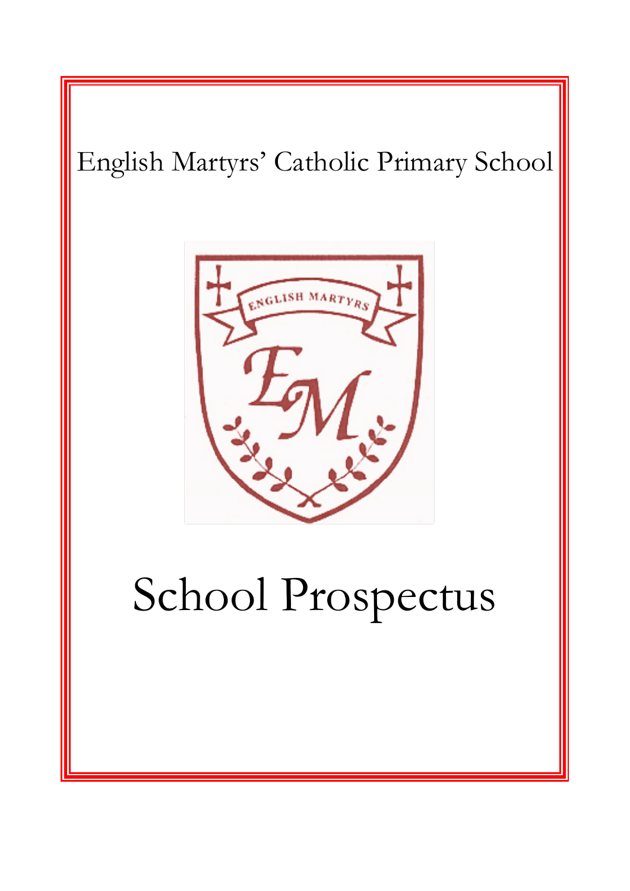English Martyrs' Catholic Primary School

# School Prospectus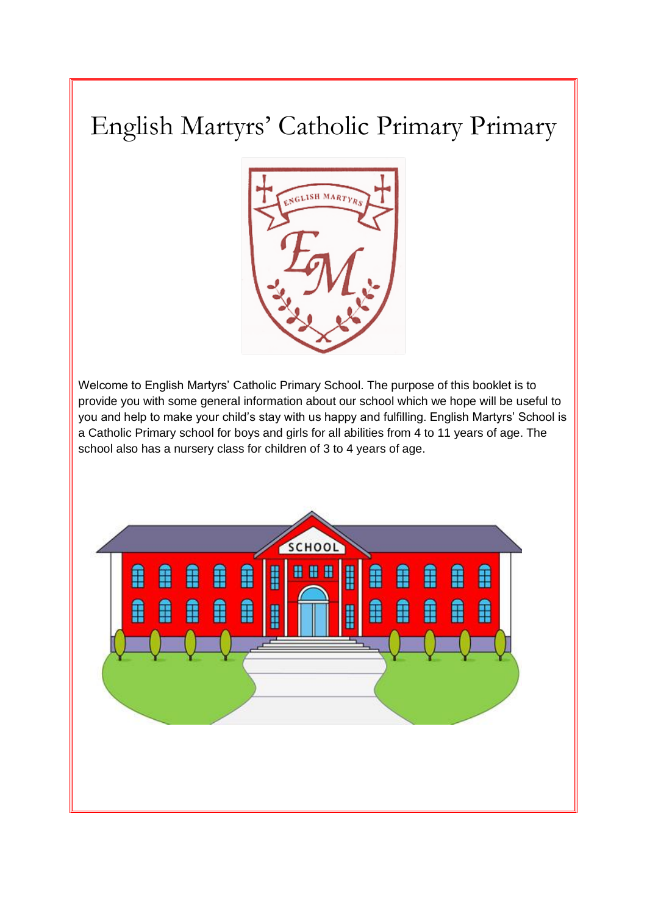# English Martyrs' Catholic Primary Primary

Welcome to English Martyrs' Catholic Primary School. The purpose of this booklet is to provide you with some general information about our school which we hope will be useful to you and help to make your child's stay with us happy and fulfilling. English Martyrs' School is a Catholic Primary school for boys and girls for all abilities from 4 to 11 years of age. The school also has a nursery class for children of 3 to 4 years of age.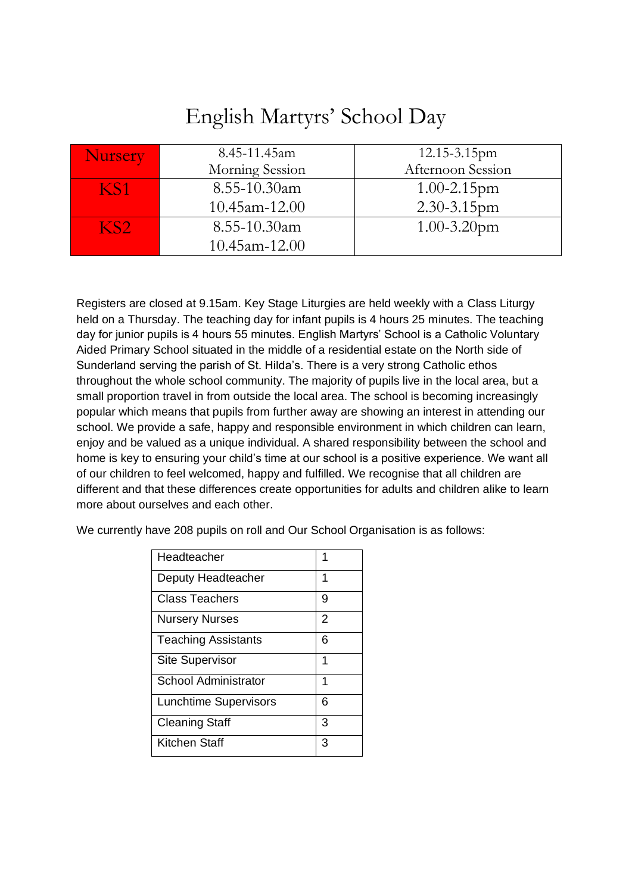# English Martyrs' School Day

| | | |
|---|---|---|
| Nursery | 8.45-11.45am<br>Morning Session | 12.15-3.15pm<br>Afternoon Session |
| KS1 | 8.55-10.30am<br>10.45am-12.00 | 1.00-2.15pm<br>2.30-3.15pm |
| KS2 | 8.55-10.30am<br>10.45am-12.00 | 1.00-3.20pm |

Registers are closed at 9.15am. Key Stage Liturgies are held weekly with a Class Liturgy held on a Thursday. The teaching day for infant pupils is 4 hours 25 minutes. The teaching day for junior pupils is 4 hours 55 minutes. English Martyrs' School is a Catholic Voluntary Aided Primary School situated in the middle of a residential estate on the North side of Sunderland serving the parish of St. Hilda's. There is a very strong Catholic ethos throughout the whole school community. The majority of pupils live in the local area, but a small proportion travel in from outside the local area. The school is becoming increasingly popular which means that pupils from further away are showing an interest in attending our school. We provide a safe, happy and responsible environment in which children can learn, enjoy and be valued as a unique individual. A shared responsibility between the school and home is key to ensuring your child's time at our school is a positive experience. We want all of our children to feel welcomed, happy and fulfilled. We recognise that all children are different and that these differences create opportunities for adults and children alike to learn more about ourselves and each other.

We currently have 208 pupils on roll and Our School Organisation is as follows:

| | |
|---|---|
| Headteacher | 1 |
| Deputy Headteacher | 1 |
| Class Teachers | 9 |
| Nursery Nurses | 2 |
| Teaching Assistants | 6 |
| Site Supervisor | 1 |
| School Administrator | 1 |
| Lunchtime Supervisors | 6 |
| Cleaning Staff | 3 |
| Kitchen Staff | 3 |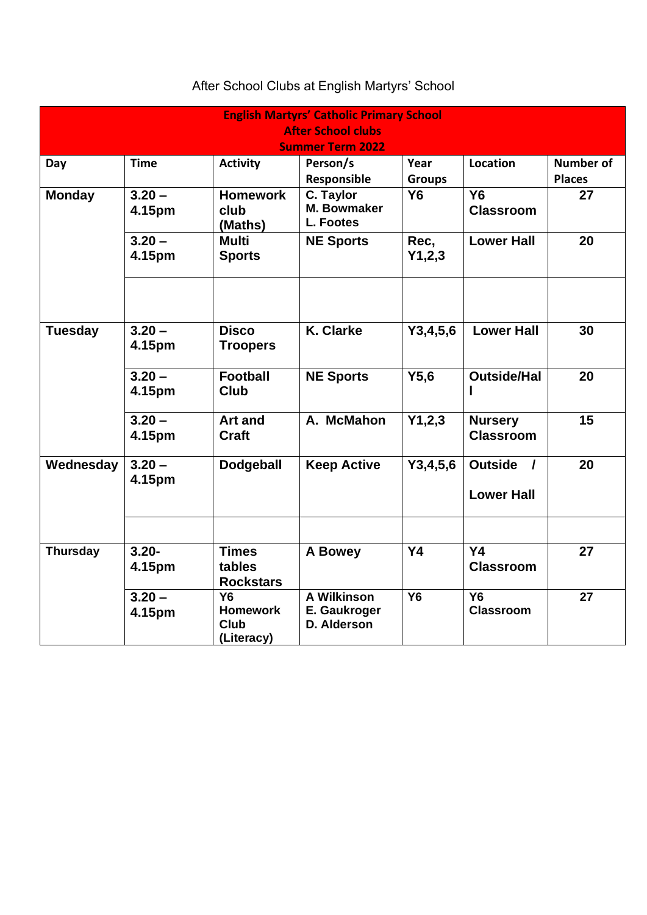After School Clubs at English Martyrs' School

| English Martyrs' Catholic Primary School After School clubs Summer Term 2022 | | | | | | |
|---|---|---|---|---|---|---|
| **Day** | **Time** | **Activity** | **Person/s Responsible** | **Year Groups** | **Location** | **Number of Places** |
| **Monday** | **3.20 – 4.15pm** | **Homework club (Maths)** | **C. Taylor M. Bowmaker L. Footes** | **Y6** | **Y6 Classroom** | **27** |
| | **3.20 – 4.15pm** | **Multi Sports** | **NE Sports** | **Rec, Y1,2,3** | **Lower Hall** | **20** |
| | | | | | | |
| **Tuesday** | **3.20 – 4.15pm** | **Disco Troopers** | **K. Clarke** | **Y3,4,5,6** | **Lower Hall** | **30** |
| | **3.20 – 4.15pm** | **Football Club** | **NE Sports** | **Y5,6** | **Outside/Hall** | **20** |
| | **3.20 – 4.15pm** | **Art and Craft** | **A. McMahon** | **Y1,2,3** | **Nursery Classroom** | **15** |
| **Wednesday** | **3.20 – 4.15pm** | **Dodgeball** | **Keep Active** | **Y3,4,5,6** | **Outside / Lower Hall** | **20** |
| | | | | | | |
| **Thursday** | **3.20- 4.15pm** | **Times tables Rockstars** | **A Bowey** | **Y4** | **Y4 Classroom** | **27** |
| | **3.20 – 4.15pm** | **Y6 Homework Club (Literacy)** | **A Wilkinson E. Gaukroger D. Alderson** | **Y6** | **Y6 Classroom** | **27** |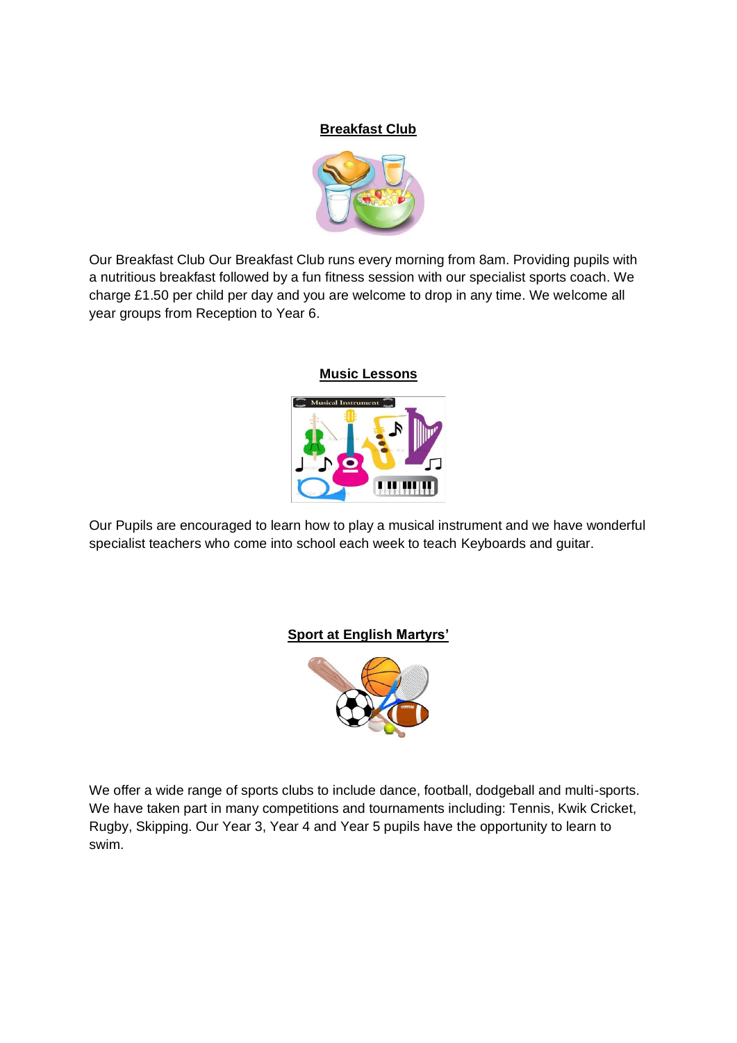## Breakfast Club

Our Breakfast Club Our Breakfast Club runs every morning from 8am. Providing pupils with a nutritious breakfast followed by a fun fitness session with our specialist sports coach. We charge £1.50 per child per day and you are welcome to drop in any time. We welcome all year groups from Reception to Year 6.

## Music Lessons

Our Pupils are encouraged to learn how to play a musical instrument and we have wonderful specialist teachers who come into school each week to teach Keyboards and guitar.

## Sport at English Martyrs'

We offer a wide range of sports clubs to include dance, football, dodgeball and multi-sports. We have taken part in many competitions and tournaments including: Tennis, Kwik Cricket, Rugby, Skipping. Our Year 3, Year 4 and Year 5 pupils have the opportunity to learn to swim.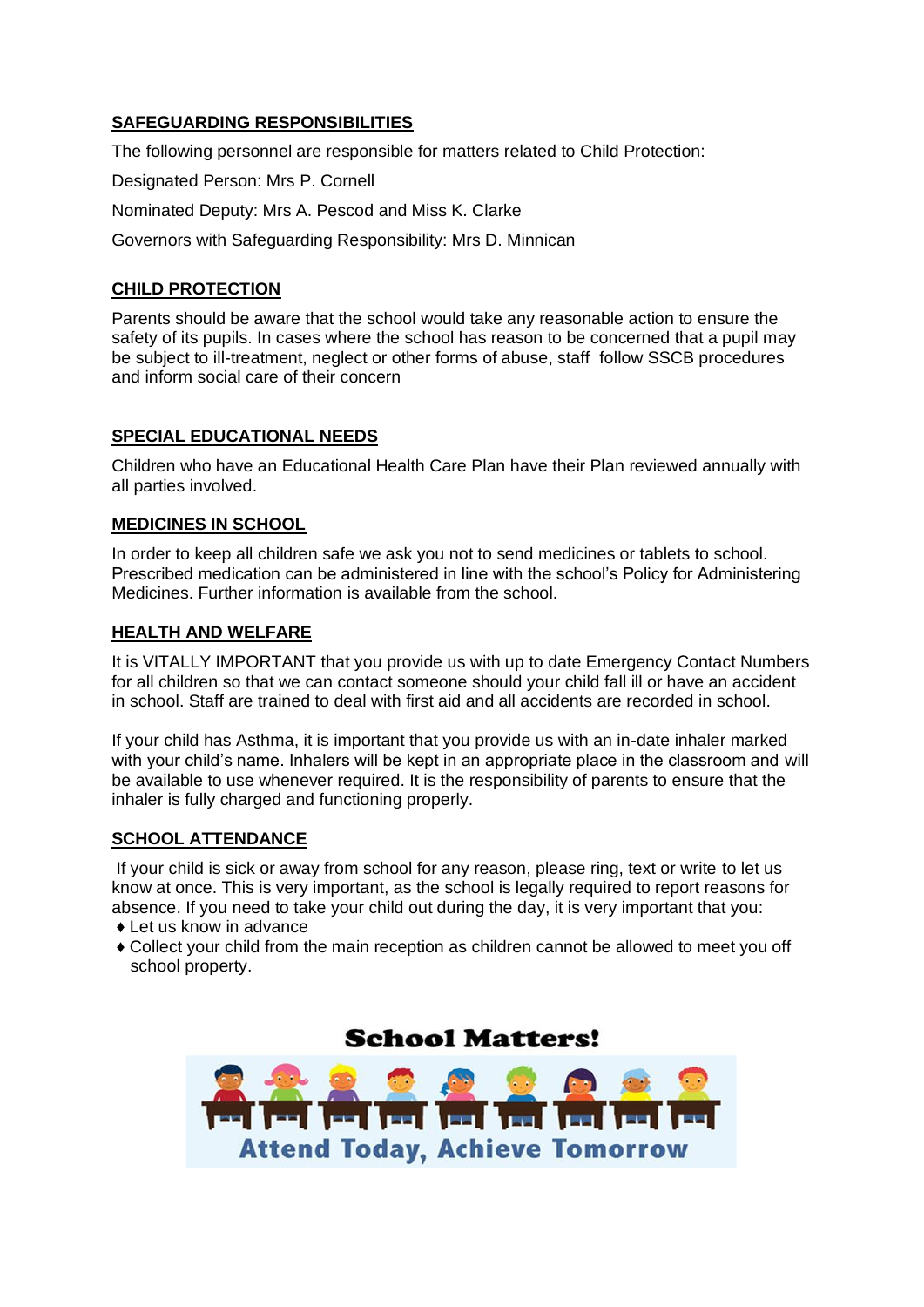## SAFEGUARDING RESPONSIBILITIES

The following personnel are responsible for matters related to Child Protection:

Designated Person: Mrs P. Cornell

Nominated Deputy: Mrs A. Pescod and Miss K. Clarke

Governors with Safeguarding Responsibility: Mrs D. Minnican

## CHILD PROTECTION

Parents should be aware that the school would take any reasonable action to ensure the safety of its pupils. In cases where the school has reason to be concerned that a pupil may be subject to ill-treatment, neglect or other forms of abuse, staff follow SSCB procedures and inform social care of their concern

## SPECIAL EDUCATIONAL NEEDS

Children who have an Educational Health Care Plan have their Plan reviewed annually with all parties involved.

## MEDICINES IN SCHOOL

In order to keep all children safe we ask you not to send medicines or tablets to school. Prescribed medication can be administered in line with the school's Policy for Administering Medicines. Further information is available from the school.

## HEALTH AND WELFARE

It is VITALLY IMPORTANT that you provide us with up to date Emergency Contact Numbers for all children so that we can contact someone should your child fall ill or have an accident in school. Staff are trained to deal with first aid and all accidents are recorded in school.

If your child has Asthma, it is important that you provide us with an in-date inhaler marked with your child's name. Inhalers will be kept in an appropriate place in the classroom and will be available to use whenever required. It is the responsibility of parents to ensure that the inhaler is fully charged and functioning properly.

## SCHOOL ATTENDANCE

If your child is sick or away from school for any reason, please ring, text or write to let us know at once. This is very important, as the school is legally required to report reasons for absence. If you need to take your child out during the day, it is very important that you:

- Let us know in advance
- Collect your child from the main reception as children cannot be allowed to meet you off school property.

**School Matters!**

**Attend Today, Achieve Tomorrow**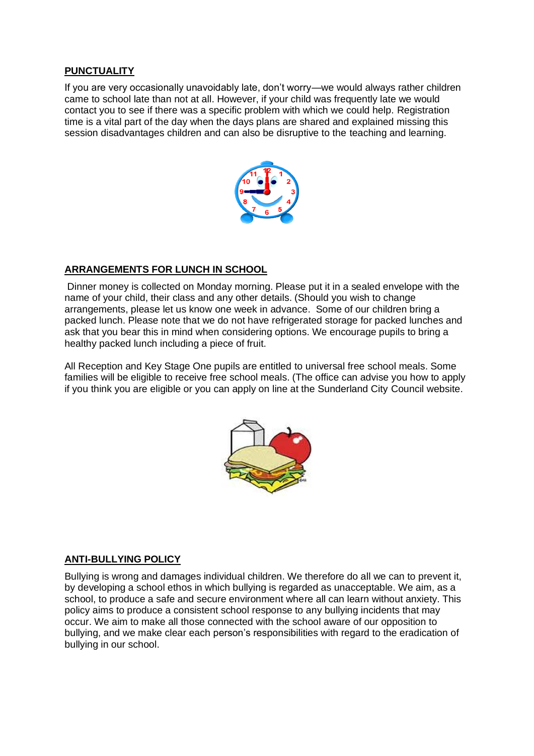## PUNCTUALITY

If you are very occasionally unavoidably late, don't worry—we would always rather children came to school late than not at all. However, if your child was frequently late we would contact you to see if there was a specific problem with which we could help. Registration time is a vital part of the day when the days plans are shared and explained missing this session disadvantages children and can also be disruptive to the teaching and learning.

## ARRANGEMENTS FOR LUNCH IN SCHOOL

Dinner money is collected on Monday morning. Please put it in a sealed envelope with the name of your child, their class and any other details. (Should you wish to change arrangements, please let us know one week in advance. Some of our children bring a packed lunch. Please note that we do not have refrigerated storage for packed lunches and ask that you bear this in mind when considering options. We encourage pupils to bring a healthy packed lunch including a piece of fruit.

All Reception and Key Stage One pupils are entitled to universal free school meals. Some families will be eligible to receive free school meals. (The office can advise you how to apply if you think you are eligible or you can apply on line at the Sunderland City Council website.

## ANTI-BULLYING POLICY

Bullying is wrong and damages individual children. We therefore do all we can to prevent it, by developing a school ethos in which bullying is regarded as unacceptable. We aim, as a school, to produce a safe and secure environment where all can learn without anxiety. This policy aims to produce a consistent school response to any bullying incidents that may occur. We aim to make all those connected with the school aware of our opposition to bullying, and we make clear each person's responsibilities with regard to the eradication of bullying in our school.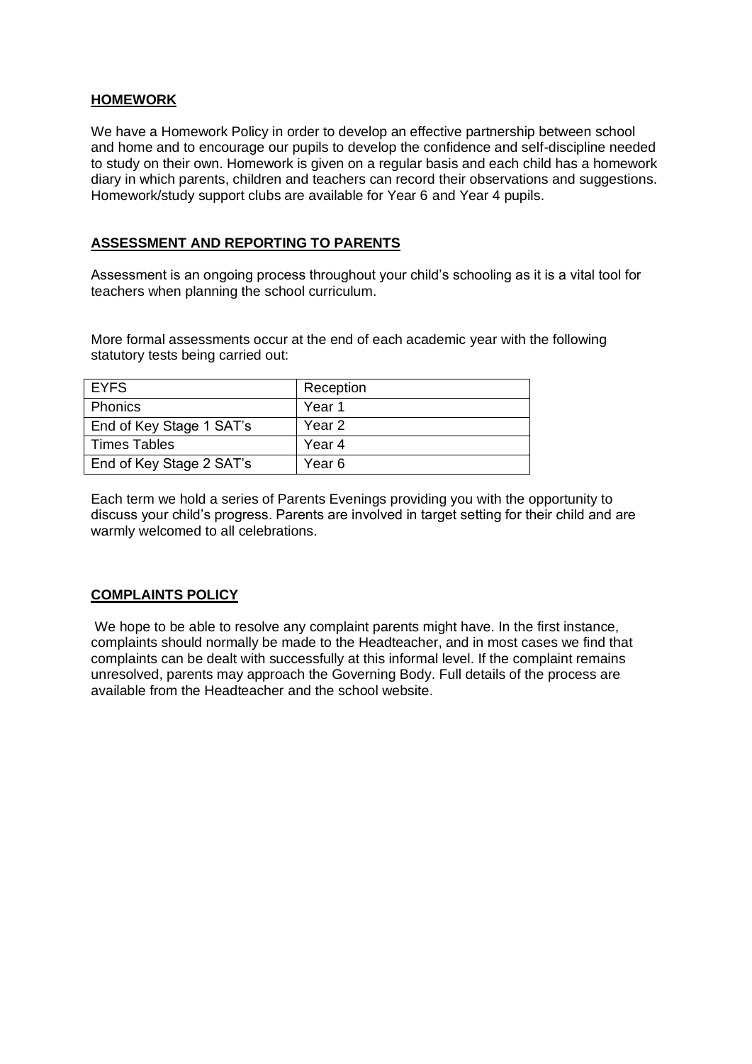## HOMEWORK

We have a Homework Policy in order to develop an effective partnership between school and home and to encourage our pupils to develop the confidence and self-discipline needed to study on their own. Homework is given on a regular basis and each child has a homework diary in which parents, children and teachers can record their observations and suggestions. Homework/study support clubs are available for Year 6 and Year 4 pupils.

## ASSESSMENT AND REPORTING TO PARENTS

Assessment is an ongoing process throughout your child's schooling as it is a vital tool for teachers when planning the school curriculum.

More formal assessments occur at the end of each academic year with the following statutory tests being carried out:

| EYFS | Reception |
|---|---|
| Phonics | Year 1 |
| End of Key Stage 1 SAT's | Year 2 |
| Times Tables | Year 4 |
| End of Key Stage 2 SAT's | Year 6 |

Each term we hold a series of Parents Evenings providing you with the opportunity to discuss your child's progress. Parents are involved in target setting for their child and are warmly welcomed to all celebrations.

## COMPLAINTS POLICY

We hope to be able to resolve any complaint parents might have. In the first instance, complaints should normally be made to the Headteacher, and in most cases we find that complaints can be dealt with successfully at this informal level. If the complaint remains unresolved, parents may approach the Governing Body. Full details of the process are available from the Headteacher and the school website.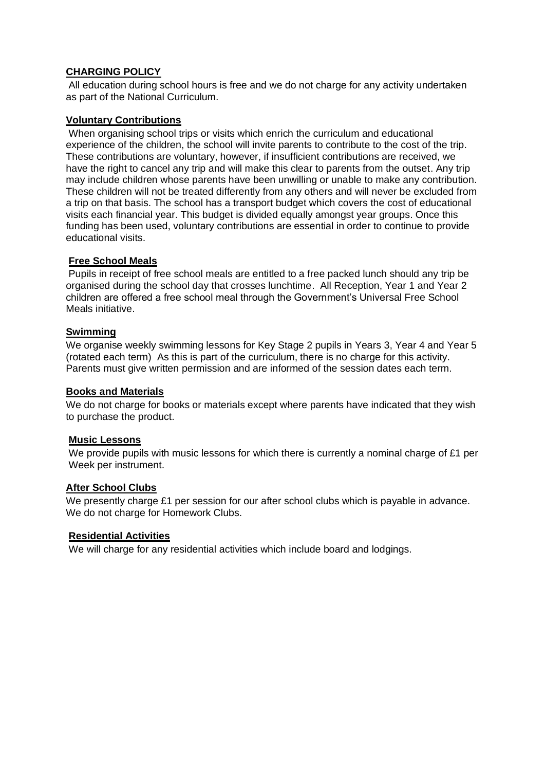## CHARGING POLICY

All education during school hours is free and we do not charge for any activity undertaken as part of the National Curriculum.

### Voluntary Contributions

When organising school trips or visits which enrich the curriculum and educational experience of the children, the school will invite parents to contribute to the cost of the trip. These contributions are voluntary, however, if insufficient contributions are received, we have the right to cancel any trip and will make this clear to parents from the outset. Any trip may include children whose parents have been unwilling or unable to make any contribution. These children will not be treated differently from any others and will never be excluded from a trip on that basis. The school has a transport budget which covers the cost of educational visits each financial year. This budget is divided equally amongst year groups. Once this funding has been used, voluntary contributions are essential in order to continue to provide educational visits.

### Free School Meals

Pupils in receipt of free school meals are entitled to a free packed lunch should any trip be organised during the school day that crosses lunchtime. All Reception, Year 1 and Year 2 children are offered a free school meal through the Government's Universal Free School Meals initiative.

### Swimming

We organise weekly swimming lessons for Key Stage 2 pupils in Years 3, Year 4 and Year 5 (rotated each term) As this is part of the curriculum, there is no charge for this activity. Parents must give written permission and are informed of the session dates each term.

### Books and Materials

We do not charge for books or materials except where parents have indicated that they wish to purchase the product.

### Music Lessons

We provide pupils with music lessons for which there is currently a nominal charge of £1 per Week per instrument.

### After School Clubs

We presently charge £1 per session for our after school clubs which is payable in advance. We do not charge for Homework Clubs.

### Residential Activities

We will charge for any residential activities which include board and lodgings.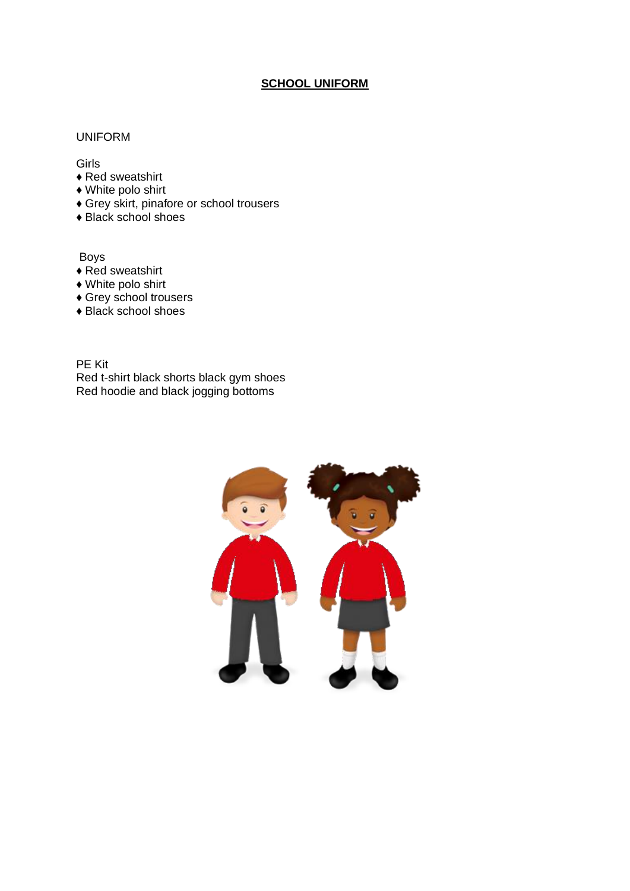# SCHOOL UNIFORM

UNIFORM

Girls

- Red sweatshirt
- White polo shirt
- Grey skirt, pinafore or school trousers
- Black school shoes

Boys

- Red sweatshirt
- White polo shirt
- Grey school trousers
- Black school shoes

PE Kit

Red t-shirt black shorts black gym shoes
Red hoodie and black jogging bottoms